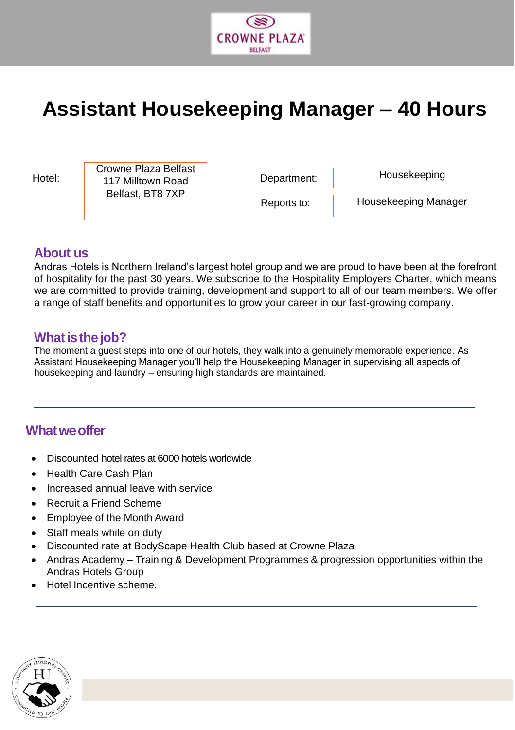# Assistant Housekeeping Manager – 40 Hours

| Hotel: | Crowne Plaza Belfast<br>117 Milltown Road<br>Belfast, BT8 7XP | Department: | Housekeeping |
|---|---|---|---|
| | | Reports to: | Housekeeping Manager |

## About us

Andras Hotels is Northern Ireland's largest hotel group and we are proud to have been at the forefront of hospitality for the past 30 years. We subscribe to the Hospitality Employers Charter, which means we are committed to provide training, development and support to all of our team members. We offer a range of staff benefits and opportunities to grow your career in our fast-growing company.

## What is the job?

The moment a guest steps into one of our hotels, they walk into a genuinely memorable experience. As Assistant Housekeeping Manager you'll help the Housekeeping Manager in supervising all aspects of housekeeping and laundry – ensuring high standards are maintained.

---

## What we offer

- Discounted hotel rates at 6000 hotels worldwide
- Health Care Cash Plan
- Increased annual leave with service
- Recruit a Friend Scheme
- Employee of the Month Award
- Staff meals while on duty
- Discounted rate at BodyScape Health Club based at Crowne Plaza
- Andras Academy – Training & Development Programmes & progression opportunities within the Andras Hotels Group
- Hotel Incentive scheme.

---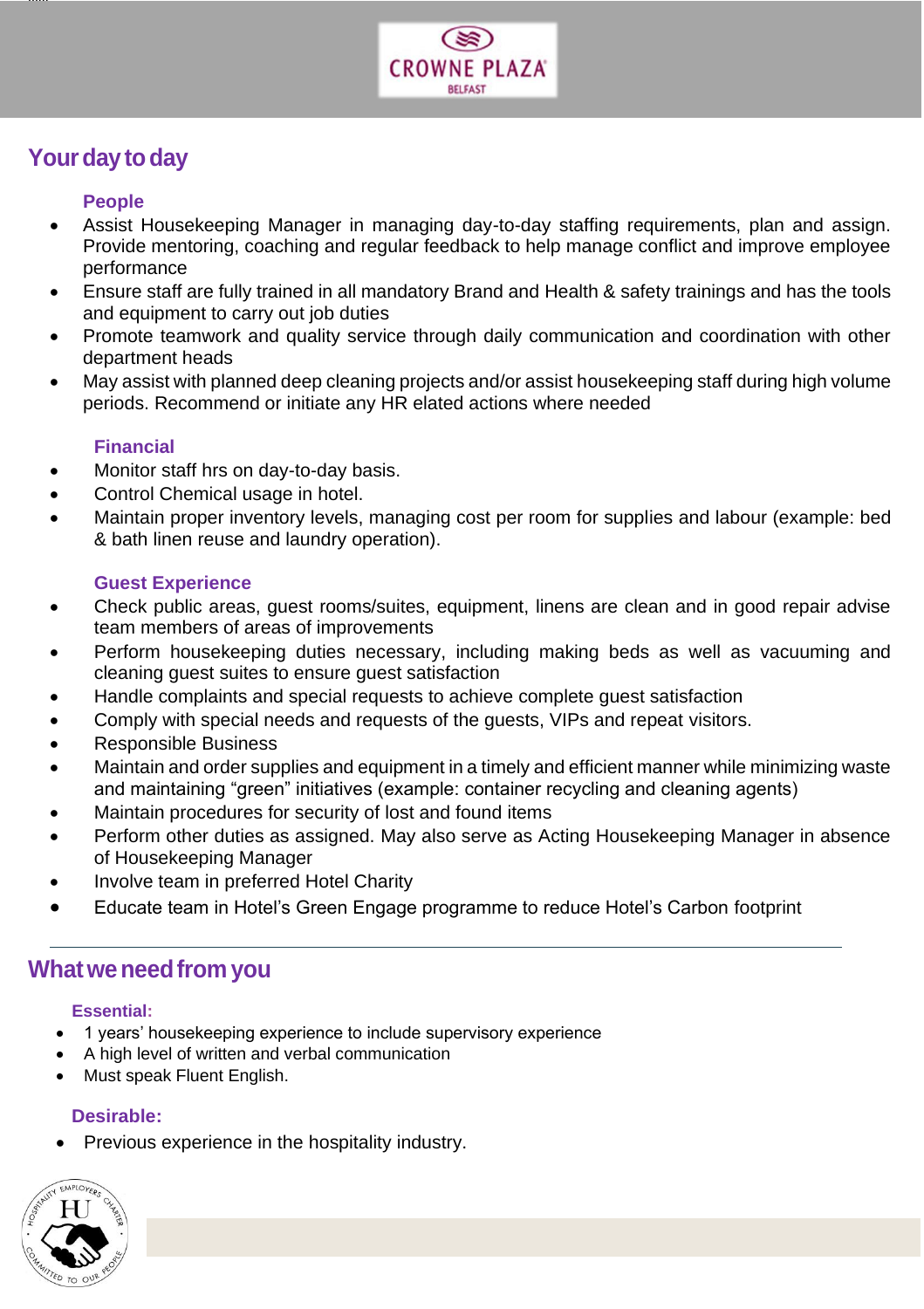## Your day to day

### People

- Assist Housekeeping Manager in managing day-to-day staffing requirements, plan and assign. Provide mentoring, coaching and regular feedback to help manage conflict and improve employee performance
- Ensure staff are fully trained in all mandatory Brand and Health & safety trainings and has the tools and equipment to carry out job duties
- Promote teamwork and quality service through daily communication and coordination with other department heads
- May assist with planned deep cleaning projects and/or assist housekeeping staff during high volume periods. Recommend or initiate any HR elated actions where needed

### Financial

- Monitor staff hrs on day-to-day basis.
- Control Chemical usage in hotel.
- Maintain proper inventory levels, managing cost per room for supplies and labour (example: bed & bath linen reuse and laundry operation).

### Guest Experience

- Check public areas, guest rooms/suites, equipment, linens are clean and in good repair advise team members of areas of improvements
- Perform housekeeping duties necessary, including making beds as well as vacuuming and cleaning guest suites to ensure guest satisfaction
- Handle complaints and special requests to achieve complete guest satisfaction
- Comply with special needs and requests of the guests, VIPs and repeat visitors.
- Responsible Business
- Maintain and order supplies and equipment in a timely and efficient manner while minimizing waste and maintaining "green" initiatives (example: container recycling and cleaning agents)
- Maintain procedures for security of lost and found items
- Perform other duties as assigned. May also serve as Acting Housekeeping Manager in absence of Housekeeping Manager
- Involve team in preferred Hotel Charity
- Educate team in Hotel's Green Engage programme to reduce Hotel's Carbon footprint

---

## What we need from you

### Essential:

- 1 years' housekeeping experience to include supervisory experience
- A high level of written and verbal communication
- Must speak Fluent English.

### Desirable:

- Previous experience in the hospitality industry.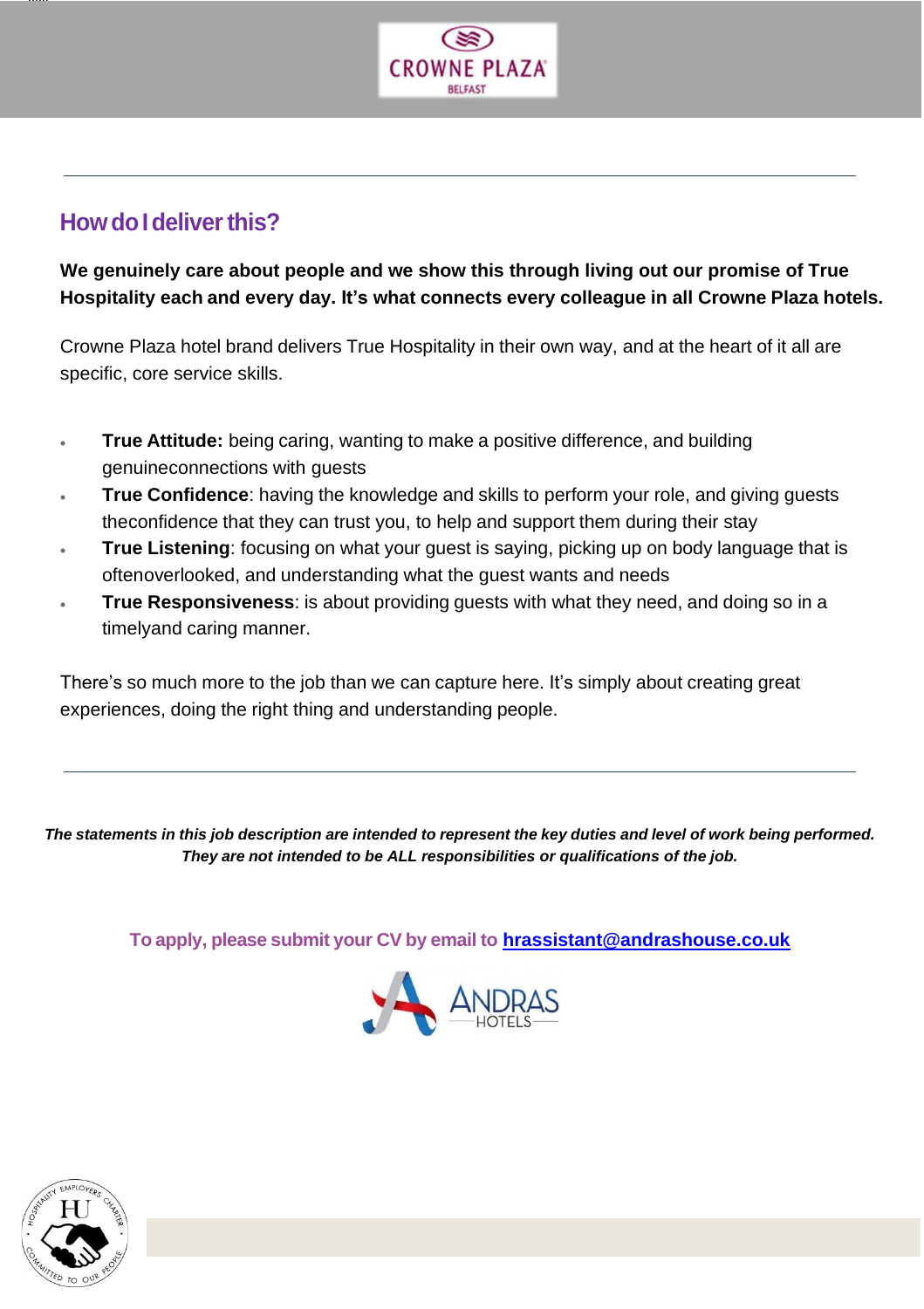## How do I deliver this?

**We genuinely care about people and we show this through living out our promise of True Hospitality each and every day. It's what connects every colleague in all Crowne Plaza hotels.**

Crowne Plaza hotel brand delivers True Hospitality in their own way, and at the heart of it all are specific, core service skills.

- **True Attitude:** being caring, wanting to make a positive difference, and building genuineconnections with guests
- **True Confidence**: having the knowledge and skills to perform your role, and giving guests theconfidence that they can trust you, to help and support them during their stay
- **True Listening**: focusing on what your guest is saying, picking up on body language that is oftenoverlooked, and understanding what the guest wants and needs
- **True Responsiveness**: is about providing guests with what they need, and doing so in a timelyand caring manner.

There's so much more to the job than we can capture here. It's simply about creating great experiences, doing the right thing and understanding people.

***The statements in this job description are intended to represent the key duties and level of work being performed. They are not intended to be ALL responsibilities or qualifications of the job.***

**To apply, please submit your CV by email to hrassistant@andrashouse.co.uk**